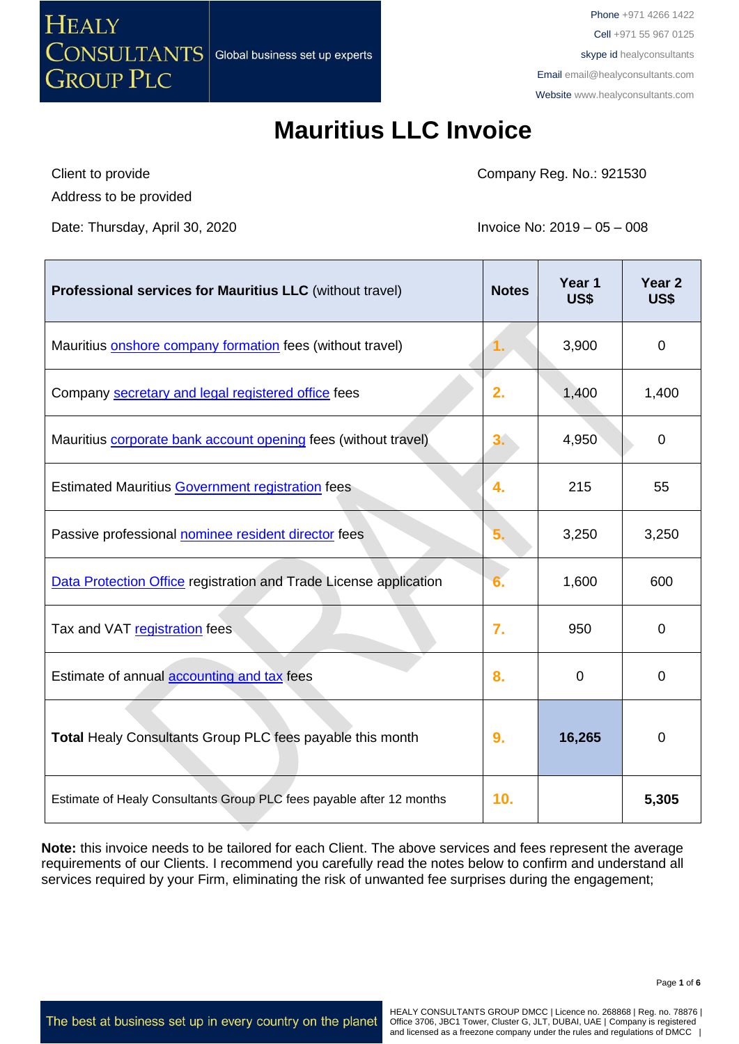# Mauritius LLC Invoice

Client to provide

Address to be provided

Company Reg. No.: 921530

Date: Thursday, April 30, 2020

Invoice No: 2019 – 05 – 008

| **Professional services for Mauritius LLC** (without travel) | **Notes** | **Year 1 US$** | **Year 2 US$** |
|---|---|---|---|
| Mauritius onshore company formation fees (without travel) | 1. | 3,900 | 0 |
| Company secretary and legal registered office fees | 2. | 1,400 | 1,400 |
| Mauritius corporate bank account opening fees (without travel) | 3. | 4,950 | 0 |
| Estimated Mauritius Government registration fees | 4. | 215 | 55 |
| Passive professional nominee resident director fees | 5. | 3,250 | 3,250 |
| Data Protection Office registration and Trade License application | 6. | 1,600 | 600 |
| Tax and VAT registration fees | 7. | 950 | 0 |
| Estimate of annual accounting and tax fees | 8. | 0 | 0 |
| **Total** Healy Consultants Group PLC fees payable this month | 9. | **16,265** | 0 |
| Estimate of Healy Consultants Group PLC fees payable after 12 months | 10. | | **5,305** |

**Note:** this invoice needs to be tailored for each Client. The above services and fees represent the average requirements of our Clients. I recommend you carefully read the notes below to confirm and understand all services required by your Firm, eliminating the risk of unwanted fee surprises during the engagement;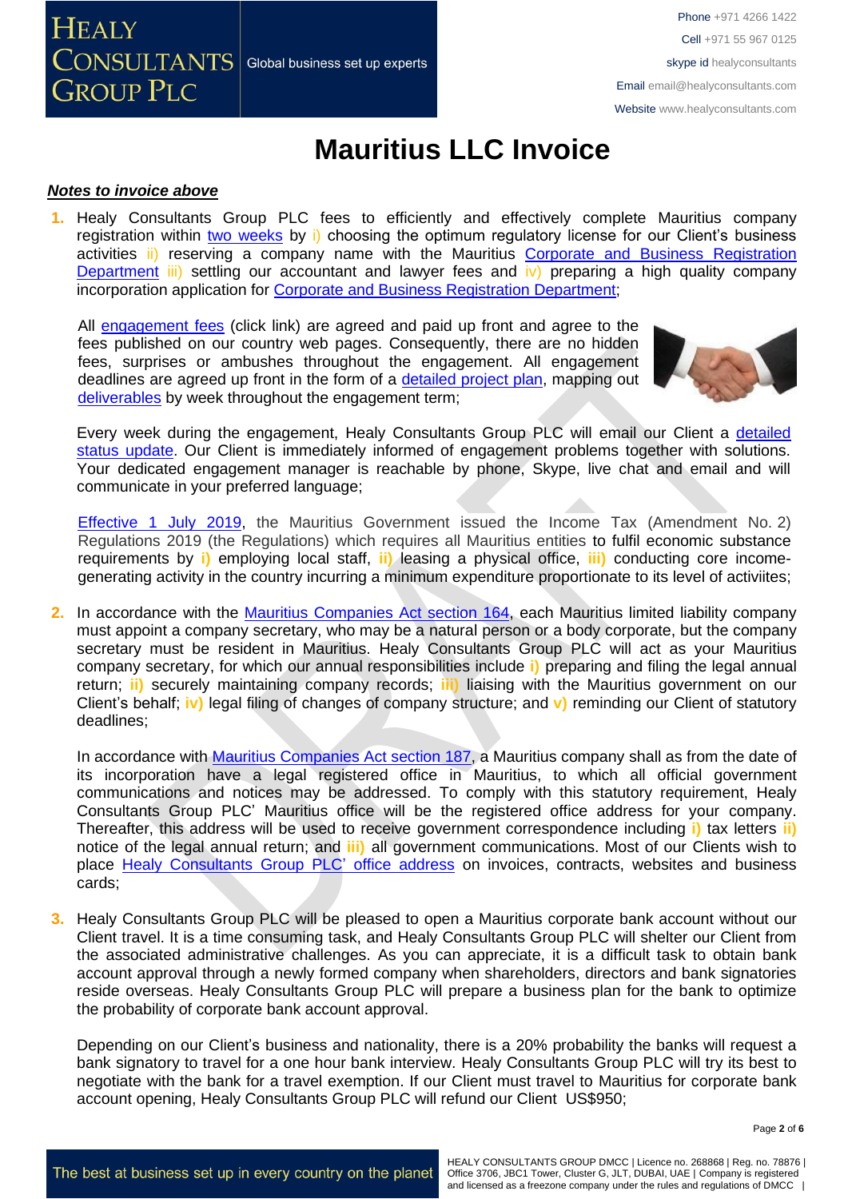# Mauritius LLC Invoice

***Notes to invoice above***

1. Healy Consultants Group PLC fees to efficiently and effectively complete Mauritius company registration within two weeks by i) choosing the optimum regulatory license for our Client's business activities ii) reserving a company name with the Mauritius Corporate and Business Registration Department iii) settling our accountant and lawyer fees and iv) preparing a high quality company incorporation application for Corporate and Business Registration Department;

   All engagement fees (click link) are agreed and paid up front and agree to the fees published on our country web pages. Consequently, there are no hidden fees, surprises or ambushes throughout the engagement. All engagement deadlines are agreed up front in the form of a detailed project plan, mapping out deliverables by week throughout the engagement term;

   Every week during the engagement, Healy Consultants Group PLC will email our Client a detailed status update. Our Client is immediately informed of engagement problems together with solutions. Your dedicated engagement manager is reachable by phone, Skype, live chat and email and will communicate in your preferred language;

   Effective 1 July 2019, the Mauritius Government issued the Income Tax (Amendment No. 2) Regulations 2019 (the Regulations) which requires all Mauritius entities to fulfil economic substance requirements by i) employing local staff, ii) leasing a physical office, iii) conducting core income-generating activity in the country incurring a minimum expenditure proportionate to its level of activiites;

2. In accordance with the Mauritius Companies Act section 164, each Mauritius limited liability company must appoint a company secretary, who may be a natural person or a body corporate, but the company secretary must be resident in Mauritius. Healy Consultants Group PLC will act as your Mauritius company secretary, for which our annual responsibilities include i) preparing and filing the legal annual return; ii) securely maintaining company records; iii) liaising with the Mauritius government on our Client's behalf; iv) legal filing of changes of company structure; and v) reminding our Client of statutory deadlines;

   In accordance with Mauritius Companies Act section 187, a Mauritius company shall as from the date of its incorporation have a legal registered office in Mauritius, to which all official government communications and notices may be addressed. To comply with this statutory requirement, Healy Consultants Group PLC' Mauritius office will be the registered office address for your company. Thereafter, this address will be used to receive government correspondence including i) tax letters ii) notice of the legal annual return; and iii) all government communications. Most of our Clients wish to place Healy Consultants Group PLC' office address on invoices, contracts, websites and business cards;

3. Healy Consultants Group PLC will be pleased to open a Mauritius corporate bank account without our Client travel. It is a time consuming task, and Healy Consultants Group PLC will shelter our Client from the associated administrative challenges. As you can appreciate, it is a difficult task to obtain bank account approval through a newly formed company when shareholders, directors and bank signatories reside overseas. Healy Consultants Group PLC will prepare a business plan for the bank to optimize the probability of corporate bank account approval.

   Depending on our Client's business and nationality, there is a 20% probability the banks will request a bank signatory to travel for a one hour bank interview. Healy Consultants Group PLC will try its best to negotiate with the bank for a travel exemption. If our Client must travel to Mauritius for corporate bank account opening, Healy Consultants Group PLC will refund our Client US$950;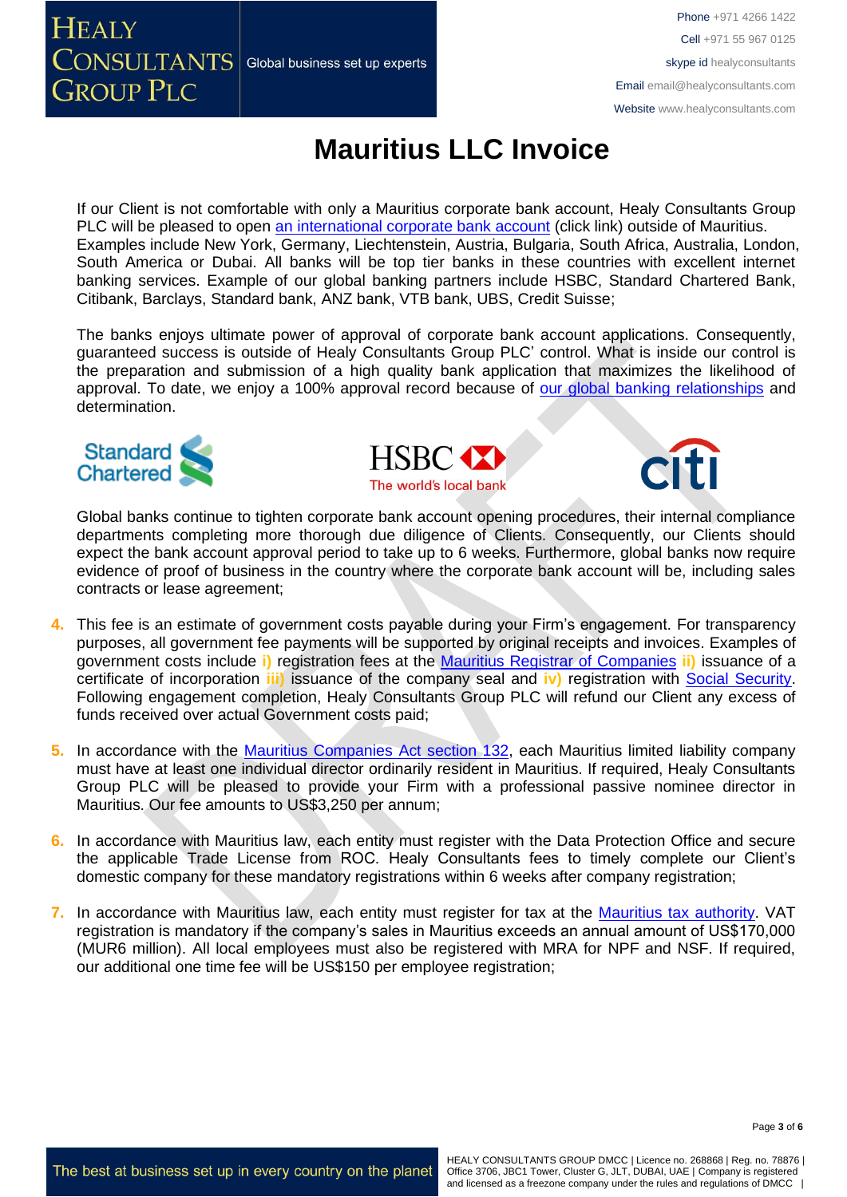# Mauritius LLC Invoice

If our Client is not comfortable with only a Mauritius corporate bank account, Healy Consultants Group PLC will be pleased to open an international corporate bank account (click link) outside of Mauritius. Examples include New York, Germany, Liechtenstein, Austria, Bulgaria, South Africa, Australia, London, South America or Dubai. All banks will be top tier banks in these countries with excellent internet banking services. Example of our global banking partners include HSBC, Standard Chartered Bank, Citibank, Barclays, Standard bank, ANZ bank, VTB bank, UBS, Credit Suisse;

The banks enjoys ultimate power of approval of corporate bank account applications. Consequently, guaranteed success is outside of Healy Consultants Group PLC' control. What is inside our control is the preparation and submission of a high quality bank application that maximizes the likelihood of approval. To date, we enjoy a 100% approval record because of our global banking relationships and determination.

Global banks continue to tighten corporate bank account opening procedures, their internal compliance departments completing more thorough due diligence of Clients. Consequently, our Clients should expect the bank account approval period to take up to 6 weeks. Furthermore, global banks now require evidence of proof of business in the country where the corporate bank account will be, including sales contracts or lease agreement;

4. This fee is an estimate of government costs payable during your Firm's engagement. For transparency purposes, all government fee payments will be supported by original receipts and invoices. Examples of government costs include **i)** registration fees at the Mauritius Registrar of Companies **ii)** issuance of a certificate of incorporation **iii)** issuance of the company seal and **iv)** registration with Social Security. Following engagement completion, Healy Consultants Group PLC will refund our Client any excess of funds received over actual Government costs paid;

5. In accordance with the Mauritius Companies Act section 132, each Mauritius limited liability company must have at least one individual director ordinarily resident in Mauritius. If required, Healy Consultants Group PLC will be pleased to provide your Firm with a professional passive nominee director in Mauritius. Our fee amounts to US$3,250 per annum;

6. In accordance with Mauritius law, each entity must register with the Data Protection Office and secure the applicable Trade License from ROC. Healy Consultants fees to timely complete our Client's domestic company for these mandatory registrations within 6 weeks after company registration;

7. In accordance with Mauritius law, each entity must register for tax at the Mauritius tax authority. VAT registration is mandatory if the company's sales in Mauritius exceeds an annual amount of US$170,000 (MUR6 million). All local employees must also be registered with MRA for NPF and NSF. If required, our additional one time fee will be US$150 per employee registration;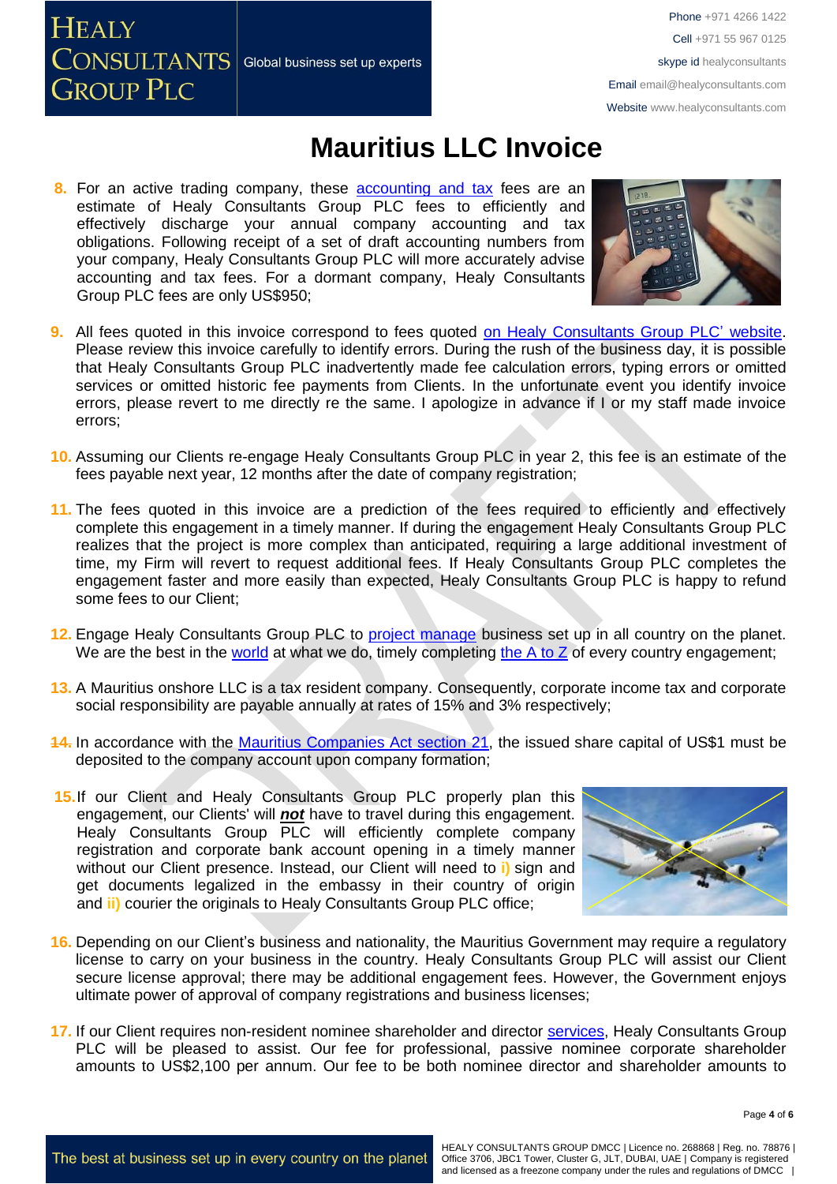# Mauritius LLC Invoice

8. For an active trading company, these accounting and tax fees are an estimate of Healy Consultants Group PLC fees to efficiently and effectively discharge your annual company accounting and tax obligations. Following receipt of a set of draft accounting numbers from your company, Healy Consultants Group PLC will more accurately advise accounting and tax fees. For a dormant company, Healy Consultants Group PLC fees are only US$950;

9. All fees quoted in this invoice correspond to fees quoted on Healy Consultants Group PLC' website. Please review this invoice carefully to identify errors. During the rush of the business day, it is possible that Healy Consultants Group PLC inadvertently made fee calculation errors, typing errors or omitted services or omitted historic fee payments from Clients. In the unfortunate event you identify invoice errors, please revert to me directly re the same. I apologize in advance if I or my staff made invoice errors;

10. Assuming our Clients re-engage Healy Consultants Group PLC in year 2, this fee is an estimate of the fees payable next year, 12 months after the date of company registration;

11. The fees quoted in this invoice are a prediction of the fees required to efficiently and effectively complete this engagement in a timely manner. If during the engagement Healy Consultants Group PLC realizes that the project is more complex than anticipated, requiring a large additional investment of time, my Firm will revert to request additional fees. If Healy Consultants Group PLC completes the engagement faster and more easily than expected, Healy Consultants Group PLC is happy to refund some fees to our Client;

12. Engage Healy Consultants Group PLC to project manage business set up in all country on the planet. We are the best in the world at what we do, timely completing the A to Z of every country engagement;

13. A Mauritius onshore LLC is a tax resident company. Consequently, corporate income tax and corporate social responsibility are payable annually at rates of 15% and 3% respectively;

14. In accordance with the Mauritius Companies Act section 21, the issued share capital of US$1 must be deposited to the company account upon company formation;

15. If our Client and Healy Consultants Group PLC properly plan this engagement, our Clients' will ***not*** have to travel during this engagement. Healy Consultants Group PLC will efficiently complete company registration and corporate bank account opening in a timely manner without our Client presence. Instead, our Client will need to **i)** sign and get documents legalized in the embassy in their country of origin and **ii)** courier the originals to Healy Consultants Group PLC office;

16. Depending on our Client's business and nationality, the Mauritius Government may require a regulatory license to carry on your business in the country. Healy Consultants Group PLC will assist our Client secure license approval; there may be additional engagement fees. However, the Government enjoys ultimate power of approval of company registrations and business licenses;

17. If our Client requires non-resident nominee shareholder and director services, Healy Consultants Group PLC will be pleased to assist. Our fee for professional, passive nominee corporate shareholder amounts to US$2,100 per annum. Our fee to be both nominee director and shareholder amounts to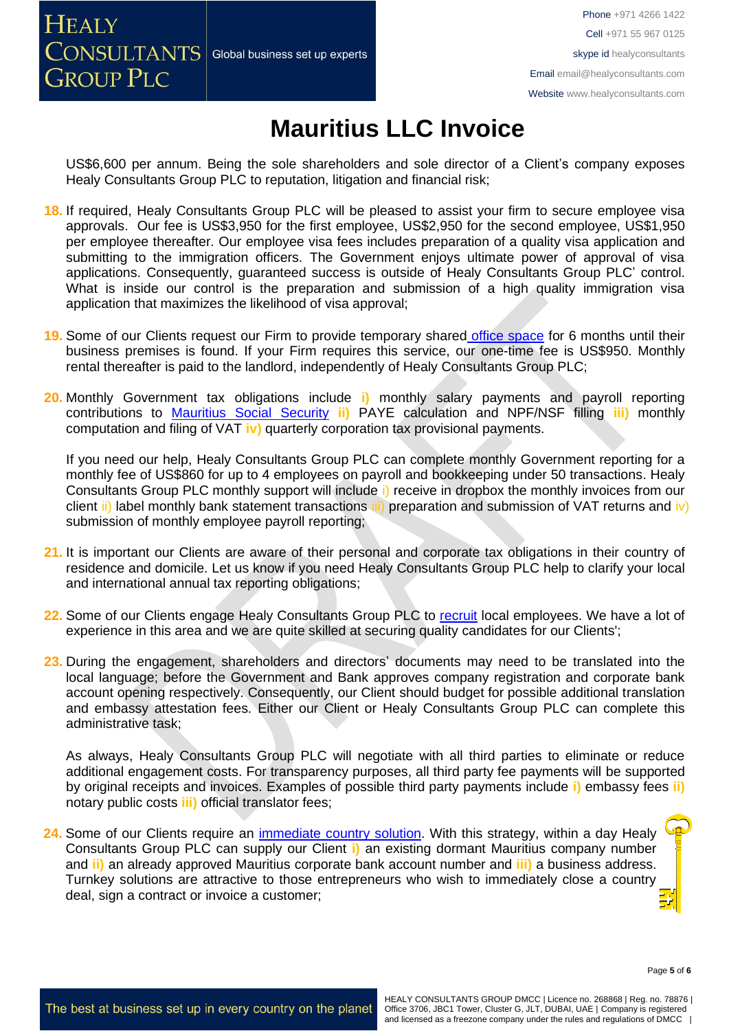# Mauritius LLC Invoice

US$6,600 per annum. Being the sole shareholders and sole director of a Client's company exposes Healy Consultants Group PLC to reputation, litigation and financial risk;

18. If required, Healy Consultants Group PLC will be pleased to assist your firm to secure employee visa approvals. Our fee is US$3,950 for the first employee, US$2,950 for the second employee, US$1,950 per employee thereafter. Our employee visa fees includes preparation of a quality visa application and submitting to the immigration officers. The Government enjoys ultimate power of approval of visa applications. Consequently, guaranteed success is outside of Healy Consultants Group PLC' control. What is inside our control is the preparation and submission of a high quality immigration visa application that maximizes the likelihood of visa approval;

19. Some of our Clients request our Firm to provide temporary shared office space for 6 months until their business premises is found. If your Firm requires this service, our one-time fee is US$950. Monthly rental thereafter is paid to the landlord, independently of Healy Consultants Group PLC;

20. Monthly Government tax obligations include **i)** monthly salary payments and payroll reporting contributions to Mauritius Social Security **ii)** PAYE calculation and NPF/NSF filling **iii)** monthly computation and filing of VAT **iv)** quarterly corporation tax provisional payments.

    If you need our help, Healy Consultants Group PLC can complete monthly Government reporting for a monthly fee of US$860 for up to 4 employees on payroll and bookkeeping under 50 transactions. Healy Consultants Group PLC monthly support will include i) receive in dropbox the monthly invoices from our client ii) label monthly bank statement transactions iii) preparation and submission of VAT returns and iv) submission of monthly employee payroll reporting;

21. It is important our Clients are aware of their personal and corporate tax obligations in their country of residence and domicile. Let us know if you need Healy Consultants Group PLC help to clarify your local and international annual tax reporting obligations;

22. Some of our Clients engage Healy Consultants Group PLC to recruit local employees. We have a lot of experience in this area and we are quite skilled at securing quality candidates for our Clients';

23. During the engagement, shareholders and directors' documents may need to be translated into the local language; before the Government and Bank approves company registration and corporate bank account opening respectively. Consequently, our Client should budget for possible additional translation and embassy attestation fees. Either our Client or Healy Consultants Group PLC can complete this administrative task;

    As always, Healy Consultants Group PLC will negotiate with all third parties to eliminate or reduce additional engagement costs. For transparency purposes, all third party fee payments will be supported by original receipts and invoices. Examples of possible third party payments include **i)** embassy fees **ii)** notary public costs **iii)** official translator fees;

24. Some of our Clients require an immediate country solution. With this strategy, within a day Healy Consultants Group PLC can supply our Client **i)** an existing dormant Mauritius company number and **ii)** an already approved Mauritius corporate bank account number and **iii)** a business address. Turnkey solutions are attractive to those entrepreneurs who wish to immediately close a country deal, sign a contract or invoice a customer;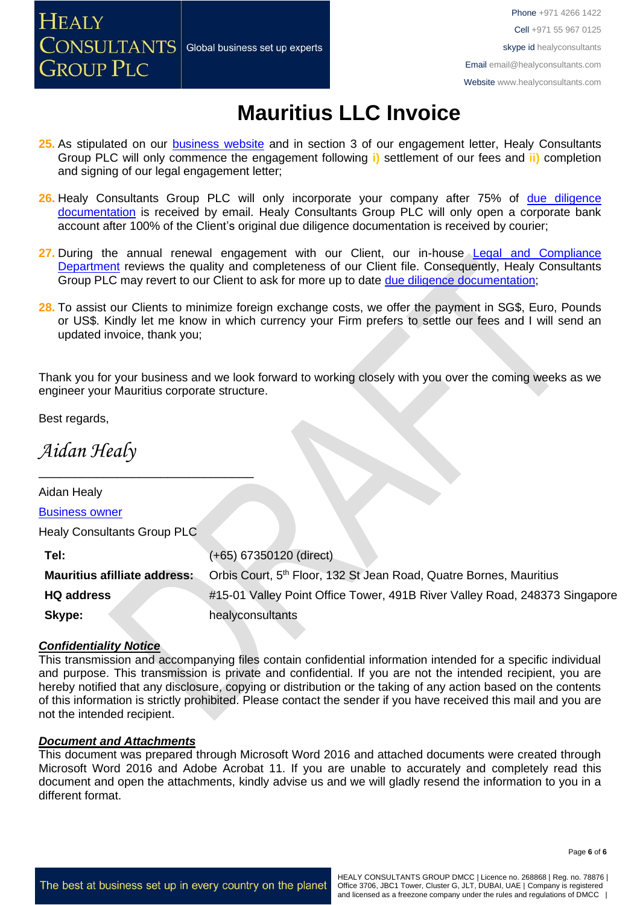# Mauritius LLC Invoice

25. As stipulated on our business website and in section 3 of our engagement letter, Healy Consultants Group PLC will only commence the engagement following **i)** settlement of our fees and **ii)** completion and signing of our legal engagement letter;

26. Healy Consultants Group PLC will only incorporate your company after 75% of due diligence documentation is received by email. Healy Consultants Group PLC will only open a corporate bank account after 100% of the Client's original due diligence documentation is received by courier;

27. During the annual renewal engagement with our Client, our in-house Legal and Compliance Department reviews the quality and completeness of our Client file. Consequently, Healy Consultants Group PLC may revert to our Client to ask for more up to date due diligence documentation;

28. To assist our Clients to minimize foreign exchange costs, we offer the payment in SG$, Euro, Pounds or US$. Kindly let me know in which currency your Firm prefers to settle our fees and I will send an updated invoice, thank you;

Thank you for your business and we look forward to working closely with you over the coming weeks as we engineer your Mauritius corporate structure.

Best regards,

*Aidan Healy*

_______________________________

Aidan Healy

Business owner

Healy Consultants Group PLC

| | |
|---|---|
| **Tel:** | (+65) 67350120 (direct) |
| **Mauritius afilliate address:** | Orbis Court, 5th Floor, 132 St Jean Road, Quatre Bornes, Mauritius |
| **HQ address** | #15-01 Valley Point Office Tower, 491B River Valley Road, 248373 Singapore |
| **Skype:** | healyconsultants |

***Confidentiality Notice***

This transmission and accompanying files contain confidential information intended for a specific individual and purpose. This transmission is private and confidential. If you are not the intended recipient, you are hereby notified that any disclosure, copying or distribution or the taking of any action based on the contents of this information is strictly prohibited. Please contact the sender if you have received this mail and you are not the intended recipient.

***Document and Attachments***

This document was prepared through Microsoft Word 2016 and attached documents were created through Microsoft Word 2016 and Adobe Acrobat 11. If you are unable to accurately and completely read this document and open the attachments, kindly advise us and we will gladly resend the information to you in a different format.